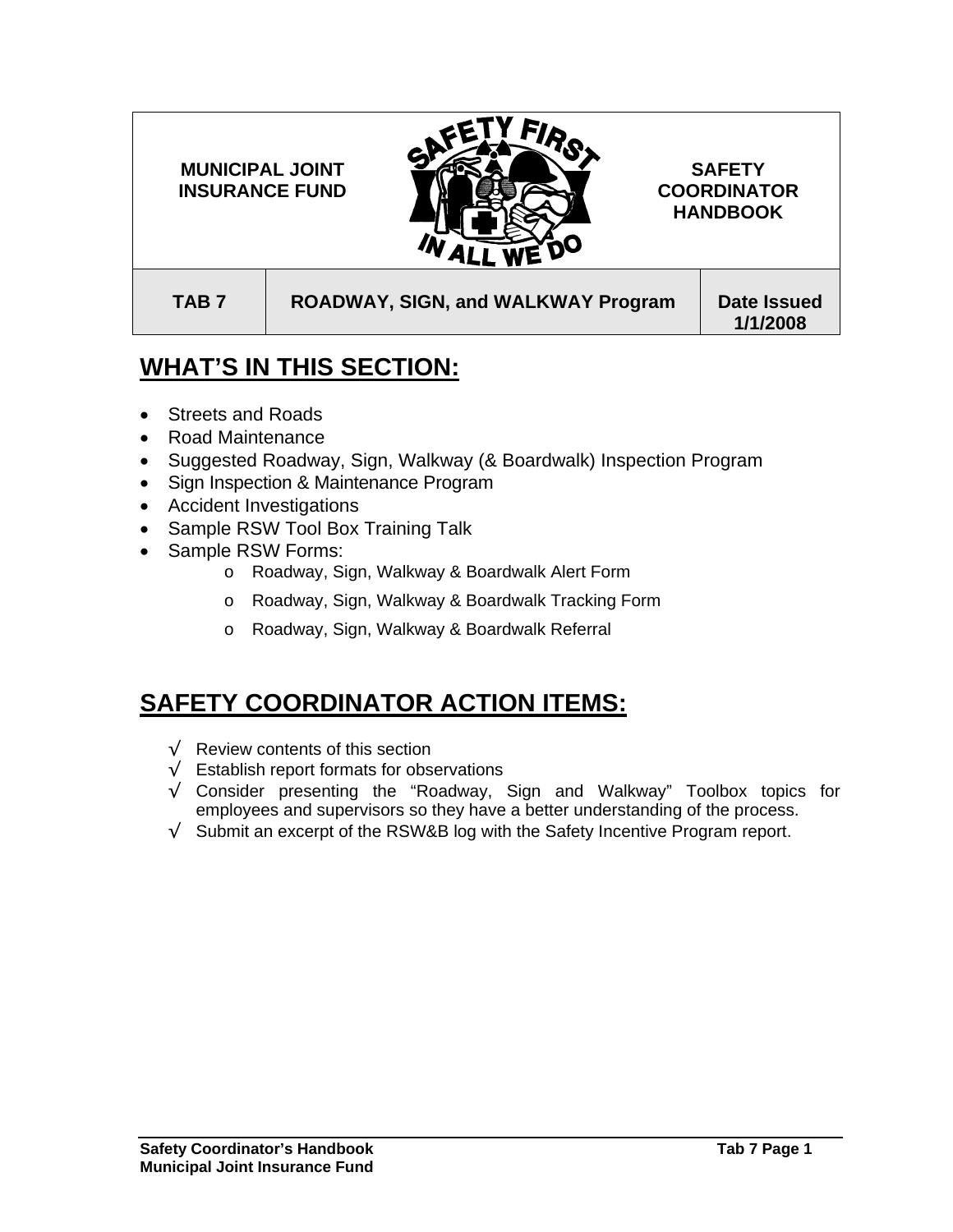| MUNICIPAL JOINT INSURANCE FUND | SAFETY FIRST IN ALL WE DO | SAFETY COORDINATOR HANDBOOK |
|---|---|---|
| **TAB 7** | **ROADWAY, SIGN, and WALKWAY Program** | **Date Issued 1/1/2008** |

## WHAT'S IN THIS SECTION:

- Streets and Roads
- Road Maintenance
- Suggested Roadway, Sign, Walkway (& Boardwalk) Inspection Program
- Sign Inspection & Maintenance Program
- Accident Investigations
- Sample RSW Tool Box Training Talk
- Sample RSW Forms:
  - Roadway, Sign, Walkway & Boardwalk Alert Form
  - Roadway, Sign, Walkway & Boardwalk Tracking Form
  - Roadway, Sign, Walkway & Boardwalk Referral

## SAFETY COORDINATOR ACTION ITEMS:

- √ Review contents of this section
- √ Establish report formats for observations
- √ Consider presenting the "Roadway, Sign and Walkway" Toolbox topics for employees and supervisors so they have a better understanding of the process.
- √ Submit an excerpt of the RSW&B log with the Safety Incentive Program report.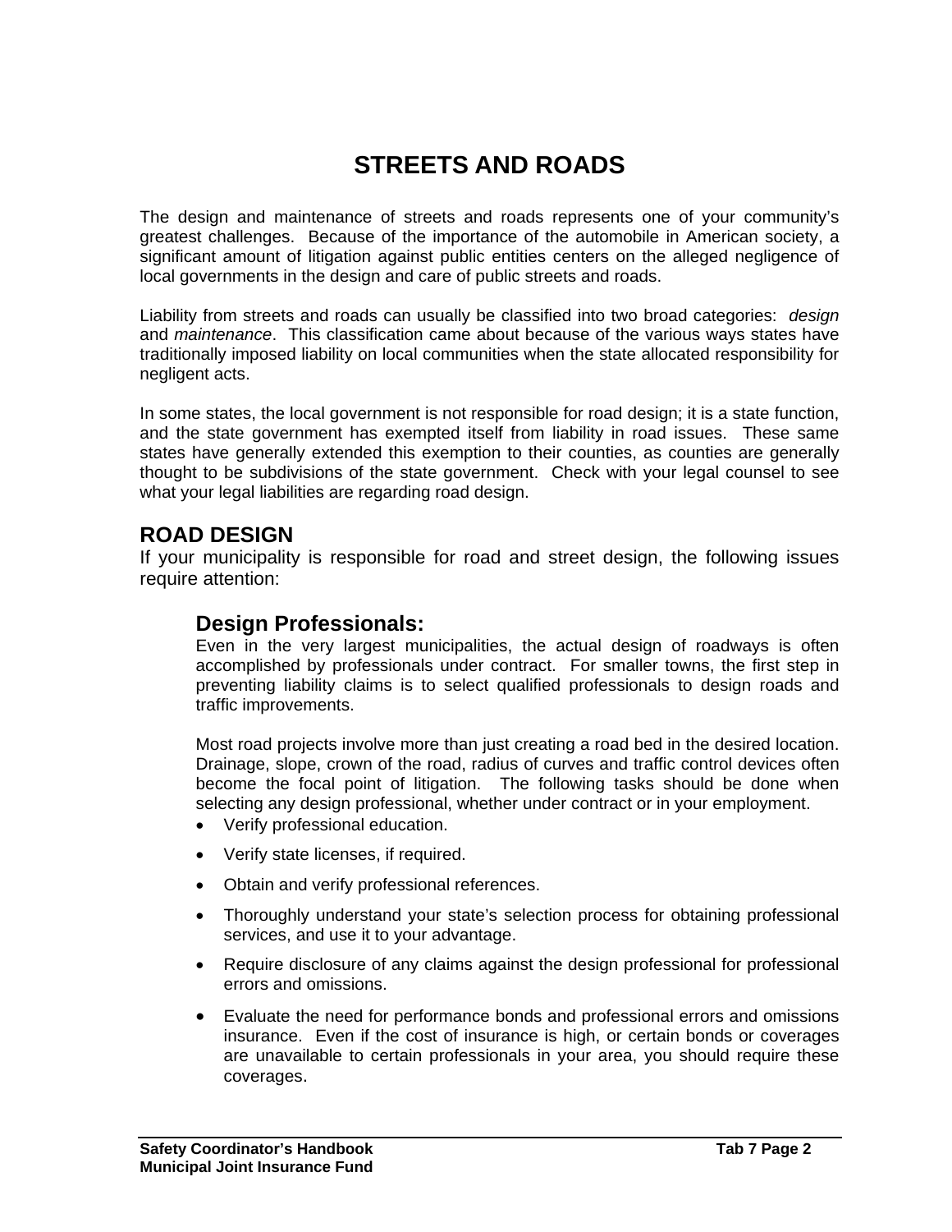# STREETS AND ROADS

The design and maintenance of streets and roads represents one of your community's greatest challenges. Because of the importance of the automobile in American society, a significant amount of litigation against public entities centers on the alleged negligence of local governments in the design and care of public streets and roads.

Liability from streets and roads can usually be classified into two broad categories: *design* and *maintenance*. This classification came about because of the various ways states have traditionally imposed liability on local communities when the state allocated responsibility for negligent acts.

In some states, the local government is not responsible for road design; it is a state function, and the state government has exempted itself from liability in road issues. These same states have generally extended this exemption to their counties, as counties are generally thought to be subdivisions of the state government. Check with your legal counsel to see what your legal liabilities are regarding road design.

## ROAD DESIGN

If your municipality is responsible for road and street design, the following issues require attention:

### Design Professionals:

Even in the very largest municipalities, the actual design of roadways is often accomplished by professionals under contract. For smaller towns, the first step in preventing liability claims is to select qualified professionals to design roads and traffic improvements.

Most road projects involve more than just creating a road bed in the desired location. Drainage, slope, crown of the road, radius of curves and traffic control devices often become the focal point of litigation. The following tasks should be done when selecting any design professional, whether under contract or in your employment.

- Verify professional education.
- Verify state licenses, if required.
- Obtain and verify professional references.
- Thoroughly understand your state's selection process for obtaining professional services, and use it to your advantage.
- Require disclosure of any claims against the design professional for professional errors and omissions.
- Evaluate the need for performance bonds and professional errors and omissions insurance. Even if the cost of insurance is high, or certain bonds or coverages are unavailable to certain professionals in your area, you should require these coverages.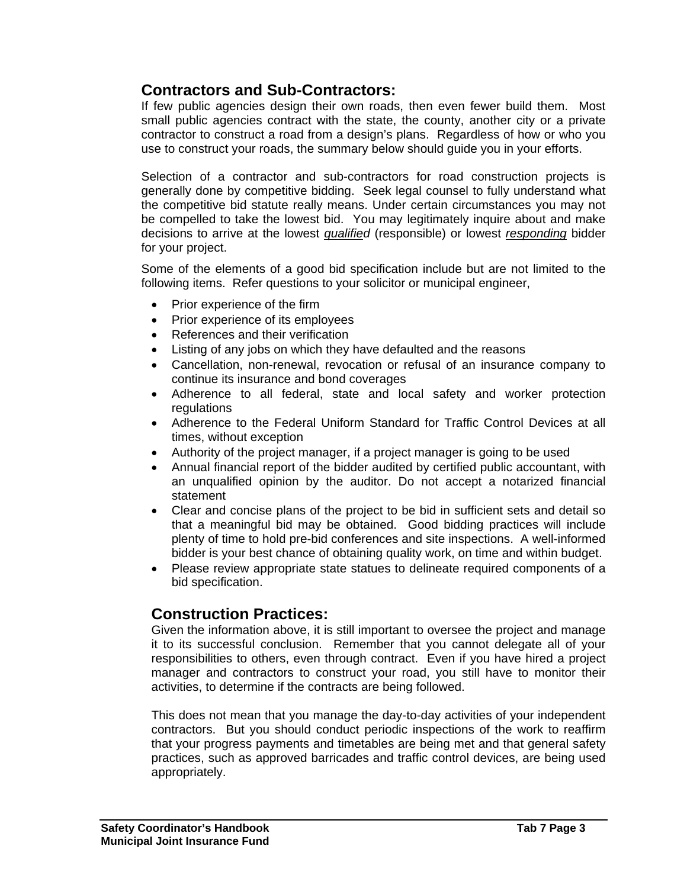## Contractors and Sub-Contractors:

If few public agencies design their own roads, then even fewer build them. Most small public agencies contract with the state, the county, another city or a private contractor to construct a road from a design's plans. Regardless of how or who you use to construct your roads, the summary below should guide you in your efforts.

Selection of a contractor and sub-contractors for road construction projects is generally done by competitive bidding. Seek legal counsel to fully understand what the competitive bid statute really means. Under certain circumstances you may not be compelled to take the lowest bid. You may legitimately inquire about and make decisions to arrive at the lowest <u>*qualified*</u> (responsible) or lowest <u>*responding*</u> bidder for your project.

Some of the elements of a good bid specification include but are not limited to the following items. Refer questions to your solicitor or municipal engineer,

- Prior experience of the firm
- Prior experience of its employees
- References and their verification
- Listing of any jobs on which they have defaulted and the reasons
- Cancellation, non-renewal, revocation or refusal of an insurance company to continue its insurance and bond coverages
- Adherence to all federal, state and local safety and worker protection regulations
- Adherence to the Federal Uniform Standard for Traffic Control Devices at all times, without exception
- Authority of the project manager, if a project manager is going to be used
- Annual financial report of the bidder audited by certified public accountant, with an unqualified opinion by the auditor. Do not accept a notarized financial statement
- Clear and concise plans of the project to be bid in sufficient sets and detail so that a meaningful bid may be obtained. Good bidding practices will include plenty of time to hold pre-bid conferences and site inspections. A well-informed bidder is your best chance of obtaining quality work, on time and within budget.
- Please review appropriate state statues to delineate required components of a bid specification.

## Construction Practices:

Given the information above, it is still important to oversee the project and manage it to its successful conclusion. Remember that you cannot delegate all of your responsibilities to others, even through contract. Even if you have hired a project manager and contractors to construct your road, you still have to monitor their activities, to determine if the contracts are being followed.

This does not mean that you manage the day-to-day activities of your independent contractors. But you should conduct periodic inspections of the work to reaffirm that your progress payments and timetables are being met and that general safety practices, such as approved barricades and traffic control devices, are being used appropriately.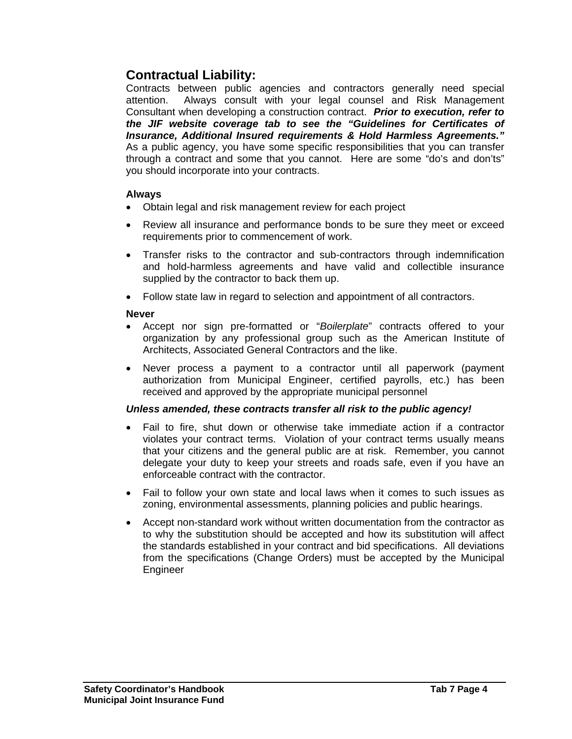## Contractual Liability:

Contracts between public agencies and contractors generally need special attention. Always consult with your legal counsel and Risk Management Consultant when developing a construction contract. ***Prior to execution, refer to the JIF website coverage tab to see the "Guidelines for Certificates of Insurance, Additional Insured requirements & Hold Harmless Agreements."*** As a public agency, you have some specific responsibilities that you can transfer through a contract and some that you cannot. Here are some "do's and don'ts" you should incorporate into your contracts.

**Always**

- Obtain legal and risk management review for each project
- Review all insurance and performance bonds to be sure they meet or exceed requirements prior to commencement of work.
- Transfer risks to the contractor and sub-contractors through indemnification and hold-harmless agreements and have valid and collectible insurance supplied by the contractor to back them up.
- Follow state law in regard to selection and appointment of all contractors.

**Never**

- Accept nor sign pre-formatted or "*Boilerplate*" contracts offered to your organization by any professional group such as the American Institute of Architects, Associated General Contractors and the like.
- Never process a payment to a contractor until all paperwork (payment authorization from Municipal Engineer, certified payrolls, etc.) has been received and approved by the appropriate municipal personnel

***Unless amended, these contracts transfer all risk to the public agency!***

- Fail to fire, shut down or otherwise take immediate action if a contractor violates your contract terms. Violation of your contract terms usually means that your citizens and the general public are at risk. Remember, you cannot delegate your duty to keep your streets and roads safe, even if you have an enforceable contract with the contractor.
- Fail to follow your own state and local laws when it comes to such issues as zoning, environmental assessments, planning policies and public hearings.
- Accept non-standard work without written documentation from the contractor as to why the substitution should be accepted and how its substitution will affect the standards established in your contract and bid specifications. All deviations from the specifications (Change Orders) must be accepted by the Municipal Engineer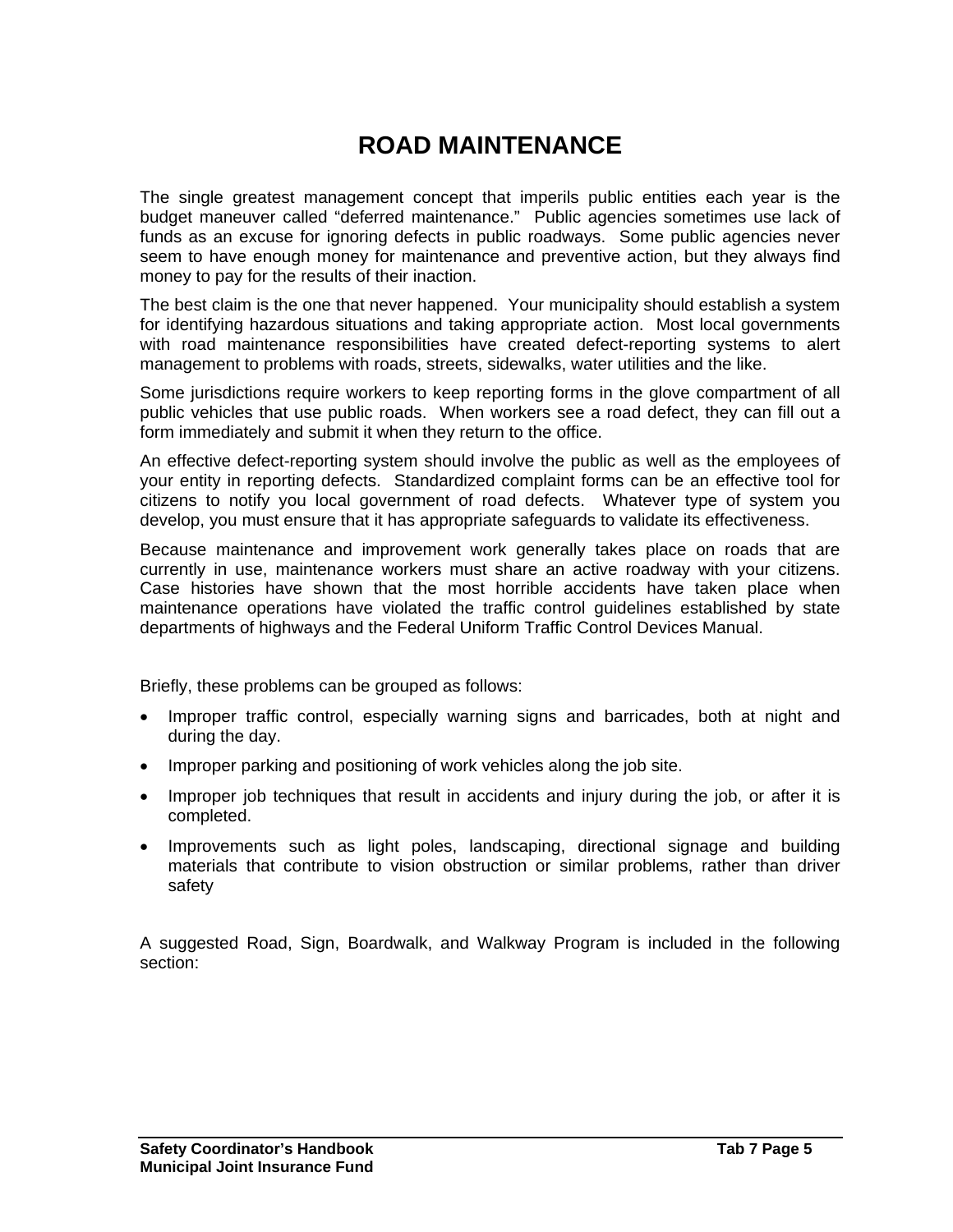# ROAD MAINTENANCE

The single greatest management concept that imperils public entities each year is the budget maneuver called “deferred maintenance.” Public agencies sometimes use lack of funds as an excuse for ignoring defects in public roadways. Some public agencies never seem to have enough money for maintenance and preventive action, but they always find money to pay for the results of their inaction.

The best claim is the one that never happened. Your municipality should establish a system for identifying hazardous situations and taking appropriate action. Most local governments with road maintenance responsibilities have created defect-reporting systems to alert management to problems with roads, streets, sidewalks, water utilities and the like.

Some jurisdictions require workers to keep reporting forms in the glove compartment of all public vehicles that use public roads. When workers see a road defect, they can fill out a form immediately and submit it when they return to the office.

An effective defect-reporting system should involve the public as well as the employees of your entity in reporting defects. Standardized complaint forms can be an effective tool for citizens to notify you local government of road defects. Whatever type of system you develop, you must ensure that it has appropriate safeguards to validate its effectiveness.

Because maintenance and improvement work generally takes place on roads that are currently in use, maintenance workers must share an active roadway with your citizens. Case histories have shown that the most horrible accidents have taken place when maintenance operations have violated the traffic control guidelines established by state departments of highways and the Federal Uniform Traffic Control Devices Manual.

Briefly, these problems can be grouped as follows:

- Improper traffic control, especially warning signs and barricades, both at night and during the day.
- Improper parking and positioning of work vehicles along the job site.
- Improper job techniques that result in accidents and injury during the job, or after it is completed.
- Improvements such as light poles, landscaping, directional signage and building materials that contribute to vision obstruction or similar problems, rather than driver safety

A suggested Road, Sign, Boardwalk, and Walkway Program is included in the following section: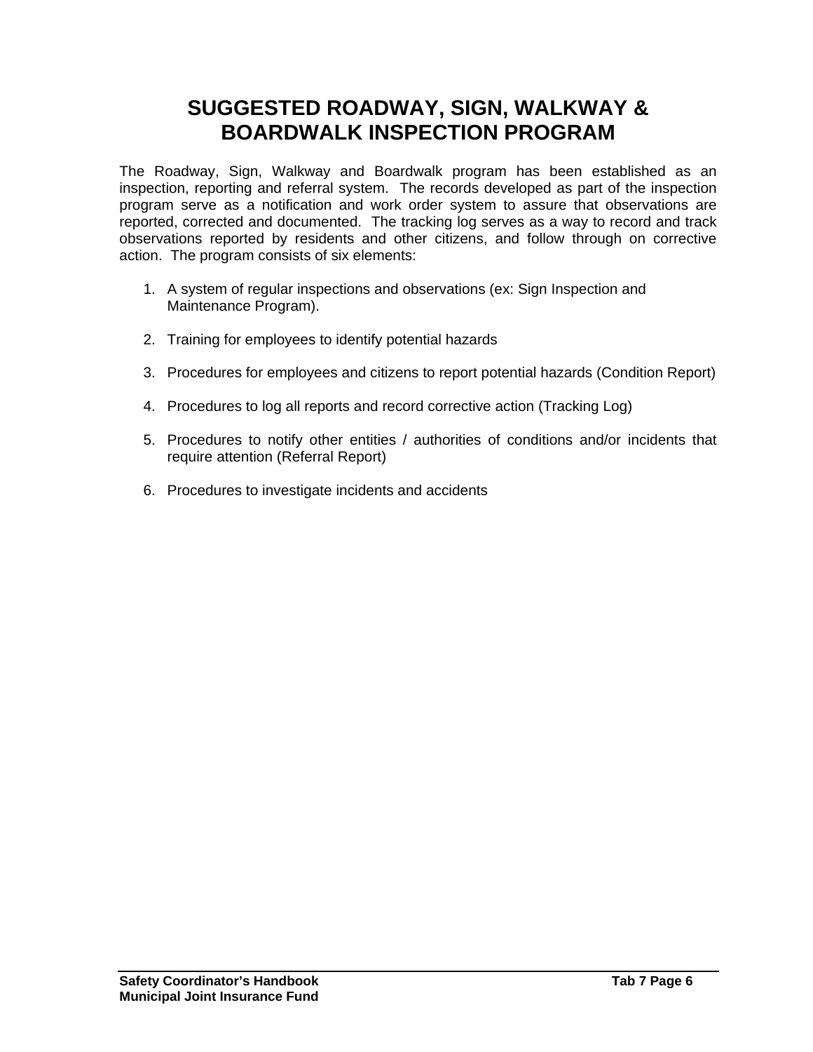# SUGGESTED ROADWAY, SIGN, WALKWAY & BOARDWALK INSPECTION PROGRAM

The Roadway, Sign, Walkway and Boardwalk program has been established as an inspection, reporting and referral system. The records developed as part of the inspection program serve as a notification and work order system to assure that observations are reported, corrected and documented. The tracking log serves as a way to record and track observations reported by residents and other citizens, and follow through on corrective action. The program consists of six elements:

1. A system of regular inspections and observations (ex: Sign Inspection and Maintenance Program).

2. Training for employees to identify potential hazards

3. Procedures for employees and citizens to report potential hazards (Condition Report)

4. Procedures to log all reports and record corrective action (Tracking Log)

5. Procedures to notify other entities / authorities of conditions and/or incidents that require attention (Referral Report)

6. Procedures to investigate incidents and accidents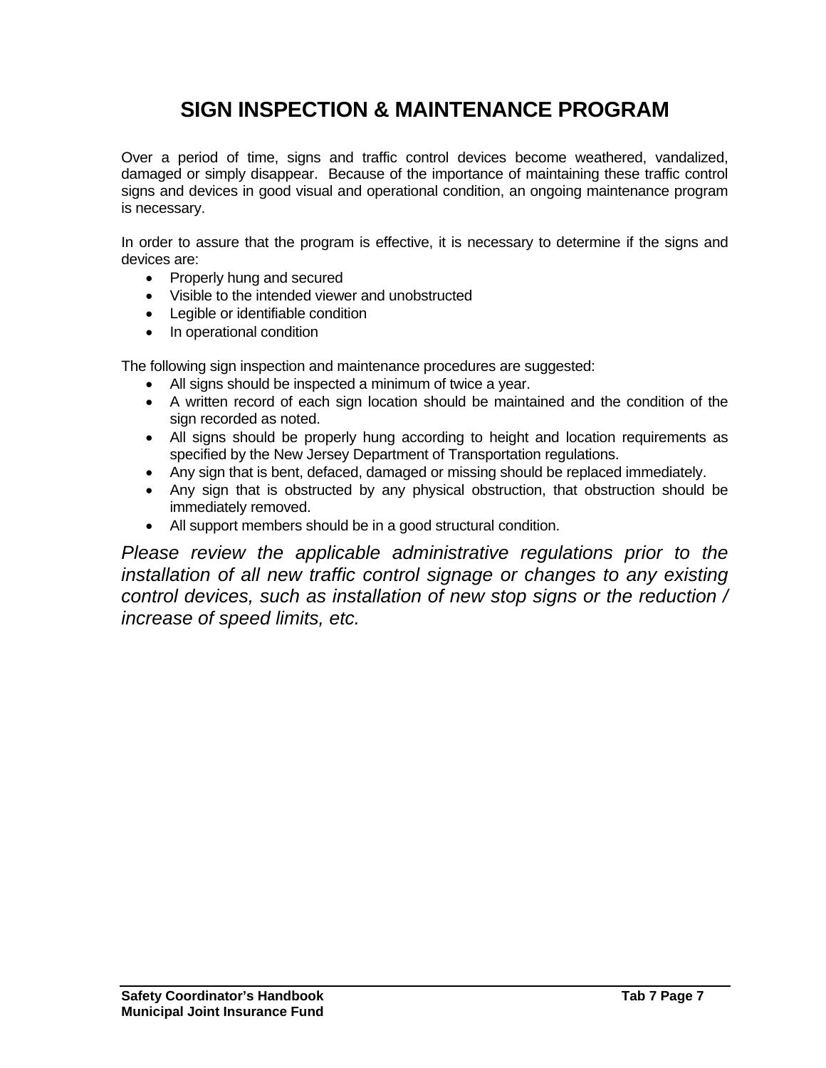# SIGN INSPECTION & MAINTENANCE PROGRAM

Over a period of time, signs and traffic control devices become weathered, vandalized, damaged or simply disappear. Because of the importance of maintaining these traffic control signs and devices in good visual and operational condition, an ongoing maintenance program is necessary.

In order to assure that the program is effective, it is necessary to determine if the signs and devices are:

- Properly hung and secured
- Visible to the intended viewer and unobstructed
- Legible or identifiable condition
- In operational condition

The following sign inspection and maintenance procedures are suggested:

- All signs should be inspected a minimum of twice a year.
- A written record of each sign location should be maintained and the condition of the sign recorded as noted.
- All signs should be properly hung according to height and location requirements as specified by the New Jersey Department of Transportation regulations.
- Any sign that is bent, defaced, damaged or missing should be replaced immediately.
- Any sign that is obstructed by any physical obstruction, that obstruction should be immediately removed.
- All support members should be in a good structural condition.

*Please review the applicable administrative regulations prior to the installation of all new traffic control signage or changes to any existing control devices, such as installation of new stop signs or the reduction / increase of speed limits, etc.*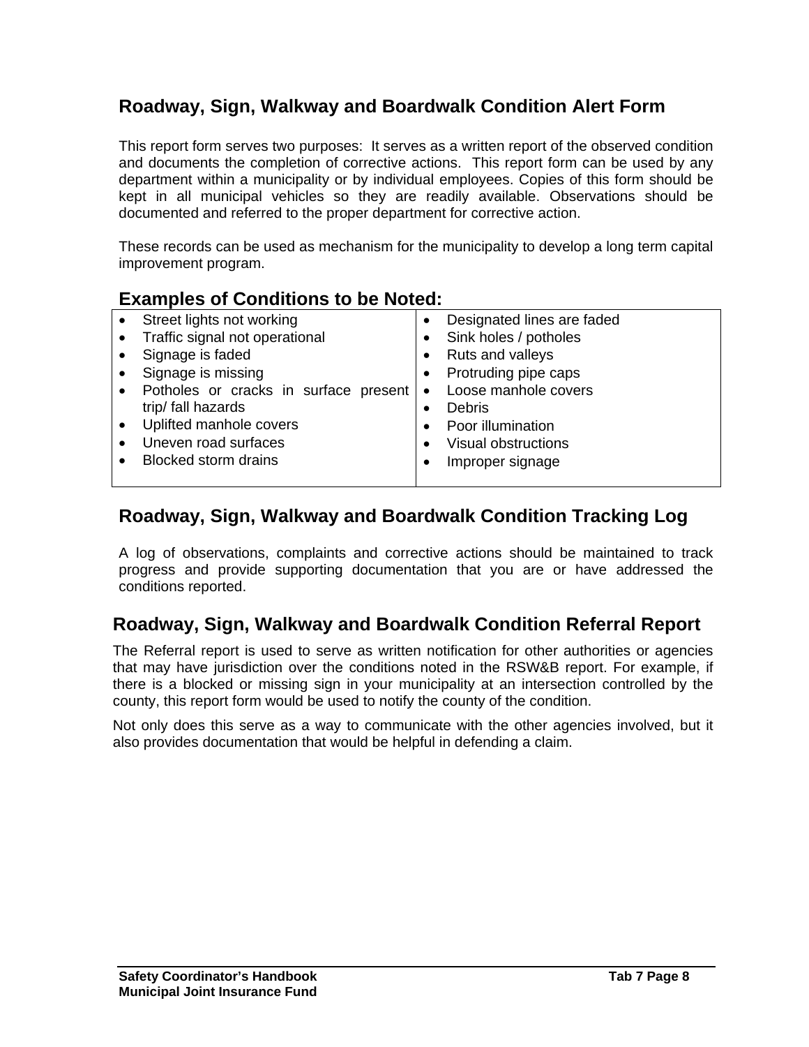## Roadway, Sign, Walkway and Boardwalk Condition Alert Form

This report form serves two purposes: It serves as a written report of the observed condition and documents the completion of corrective actions. This report form can be used by any department within a municipality or by individual employees. Copies of this form should be kept in all municipal vehicles so they are readily available. Observations should be documented and referred to the proper department for corrective action.

These records can be used as mechanism for the municipality to develop a long term capital improvement program.

## Examples of Conditions to be Noted:

| | |
|---|---|
| • Street lights not working<br>• Traffic signal not operational<br>• Signage is faded<br>• Signage is missing<br>• Potholes or cracks in surface present trip/ fall hazards<br>• Uplifted manhole covers<br>• Uneven road surfaces<br>• Blocked storm drains | • Designated lines are faded<br>• Sink holes / potholes<br>• Ruts and valleys<br>• Protruding pipe caps<br>• Loose manhole covers<br>• Debris<br>• Poor illumination<br>• Visual obstructions<br>• Improper signage |

## Roadway, Sign, Walkway and Boardwalk Condition Tracking Log

A log of observations, complaints and corrective actions should be maintained to track progress and provide supporting documentation that you are or have addressed the conditions reported.

## Roadway, Sign, Walkway and Boardwalk Condition Referral Report

The Referral report is used to serve as written notification for other authorities or agencies that may have jurisdiction over the conditions noted in the RSW&B report. For example, if there is a blocked or missing sign in your municipality at an intersection controlled by the county, this report form would be used to notify the county of the condition.

Not only does this serve as a way to communicate with the other agencies involved, but it also provides documentation that would be helpful in defending a claim.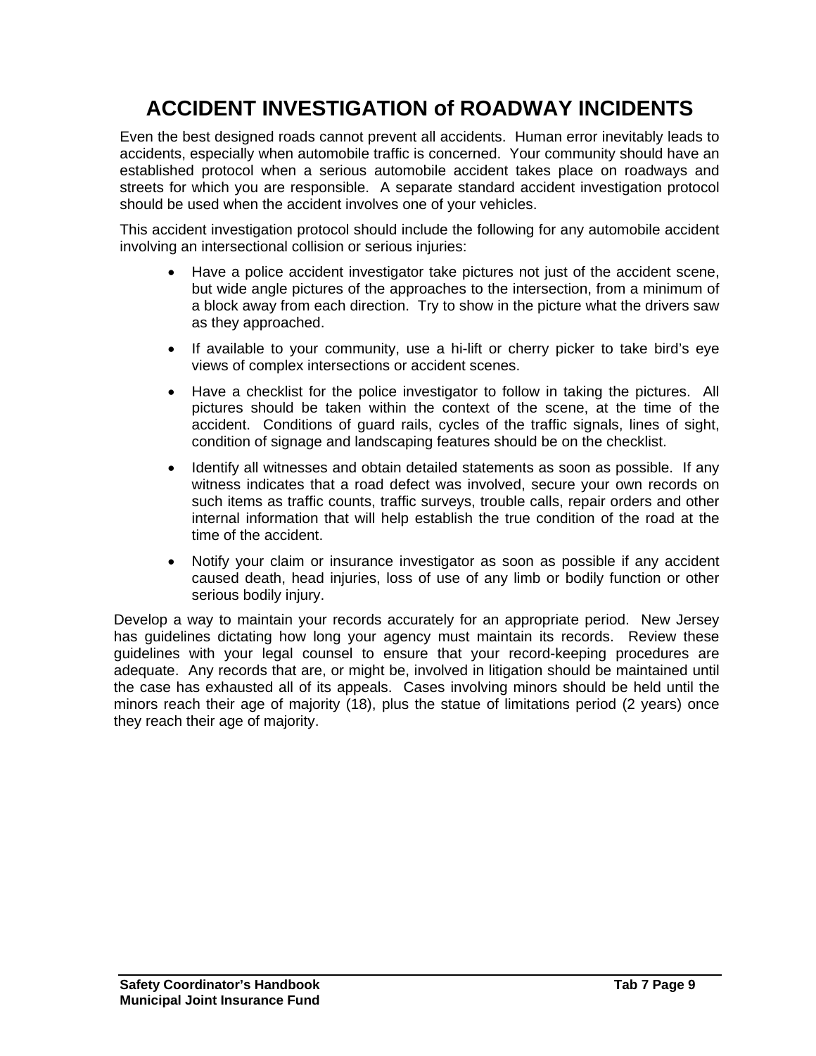# ACCIDENT INVESTIGATION of ROADWAY INCIDENTS

Even the best designed roads cannot prevent all accidents. Human error inevitably leads to accidents, especially when automobile traffic is concerned. Your community should have an established protocol when a serious automobile accident takes place on roadways and streets for which you are responsible. A separate standard accident investigation protocol should be used when the accident involves one of your vehicles.

This accident investigation protocol should include the following for any automobile accident involving an intersectional collision or serious injuries:

- Have a police accident investigator take pictures not just of the accident scene, but wide angle pictures of the approaches to the intersection, from a minimum of a block away from each direction. Try to show in the picture what the drivers saw as they approached.
- If available to your community, use a hi-lift or cherry picker to take bird's eye views of complex intersections or accident scenes.
- Have a checklist for the police investigator to follow in taking the pictures. All pictures should be taken within the context of the scene, at the time of the accident. Conditions of guard rails, cycles of the traffic signals, lines of sight, condition of signage and landscaping features should be on the checklist.
- Identify all witnesses and obtain detailed statements as soon as possible. If any witness indicates that a road defect was involved, secure your own records on such items as traffic counts, traffic surveys, trouble calls, repair orders and other internal information that will help establish the true condition of the road at the time of the accident.
- Notify your claim or insurance investigator as soon as possible if any accident caused death, head injuries, loss of use of any limb or bodily function or other serious bodily injury.

Develop a way to maintain your records accurately for an appropriate period. New Jersey has guidelines dictating how long your agency must maintain its records. Review these guidelines with your legal counsel to ensure that your record-keeping procedures are adequate. Any records that are, or might be, involved in litigation should be maintained until the case has exhausted all of its appeals. Cases involving minors should be held until the minors reach their age of majority (18), plus the statue of limitations period (2 years) once they reach their age of majority.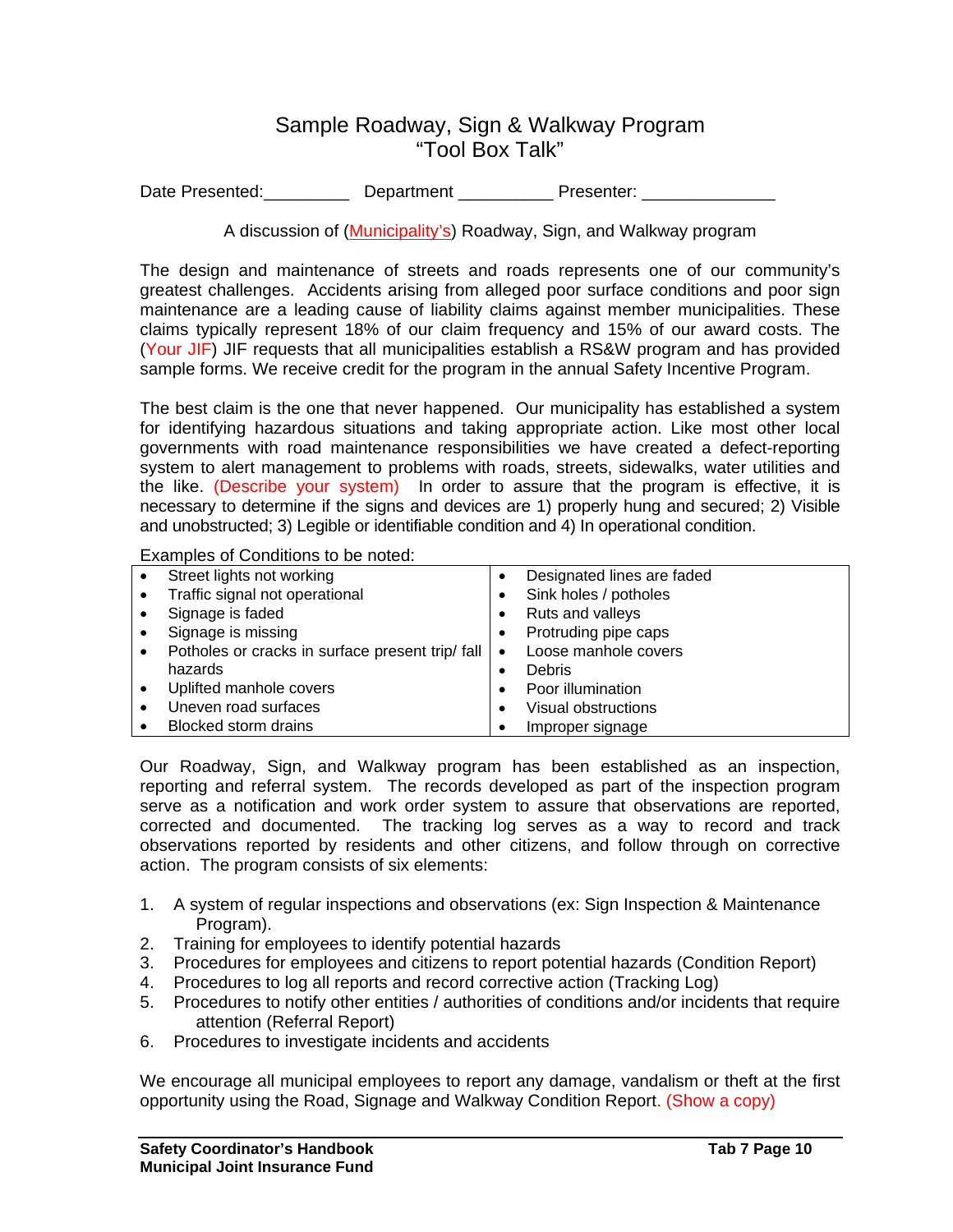# Sample Roadway, Sign & Walkway Program
# "Tool Box Talk"

Date Presented:_________ Department __________ Presenter: ______________

A discussion of (Municipality's) Roadway, Sign, and Walkway program

The design and maintenance of streets and roads represents one of our community's greatest challenges. Accidents arising from alleged poor surface conditions and poor sign maintenance are a leading cause of liability claims against member municipalities. These claims typically represent 18% of our claim frequency and 15% of our award costs. The (Your JIF) JIF requests that all municipalities establish a RS&W program and has provided sample forms. We receive credit for the program in the annual Safety Incentive Program.

The best claim is the one that never happened. Our municipality has established a system for identifying hazardous situations and taking appropriate action. Like most other local governments with road maintenance responsibilities we have created a defect-reporting system to alert management to problems with roads, streets, sidewalks, water utilities and the like. (Describe your system) In order to assure that the program is effective, it is necessary to determine if the signs and devices are 1) properly hung and secured; 2) Visible and unobstructed; 3) Legible or identifiable condition and 4) In operational condition.

Examples of Conditions to be noted:

| | |
|---|---|
| • Street lights not working<br>• Traffic signal not operational<br>• Signage is faded<br>• Signage is missing<br>• Potholes or cracks in surface present trip/ fall hazards<br>• Uplifted manhole covers<br>• Uneven road surfaces<br>• Blocked storm drains | • Designated lines are faded<br>• Sink holes / potholes<br>• Ruts and valleys<br>• Protruding pipe caps<br>• Loose manhole covers<br>• Debris<br>• Poor illumination<br>• Visual obstructions<br>• Improper signage |

Our Roadway, Sign, and Walkway program has been established as an inspection, reporting and referral system. The records developed as part of the inspection program serve as a notification and work order system to assure that observations are reported, corrected and documented. The tracking log serves as a way to record and track observations reported by residents and other citizens, and follow through on corrective action. The program consists of six elements:

1. A system of regular inspections and observations (ex: Sign Inspection & Maintenance Program).
2. Training for employees to identify potential hazards
3. Procedures for employees and citizens to report potential hazards (Condition Report)
4. Procedures to log all reports and record corrective action (Tracking Log)
5. Procedures to notify other entities / authorities of conditions and/or incidents that require attention (Referral Report)
6. Procedures to investigate incidents and accidents

We encourage all municipal employees to report any damage, vandalism or theft at the first opportunity using the Road, Signage and Walkway Condition Report. (Show a copy)